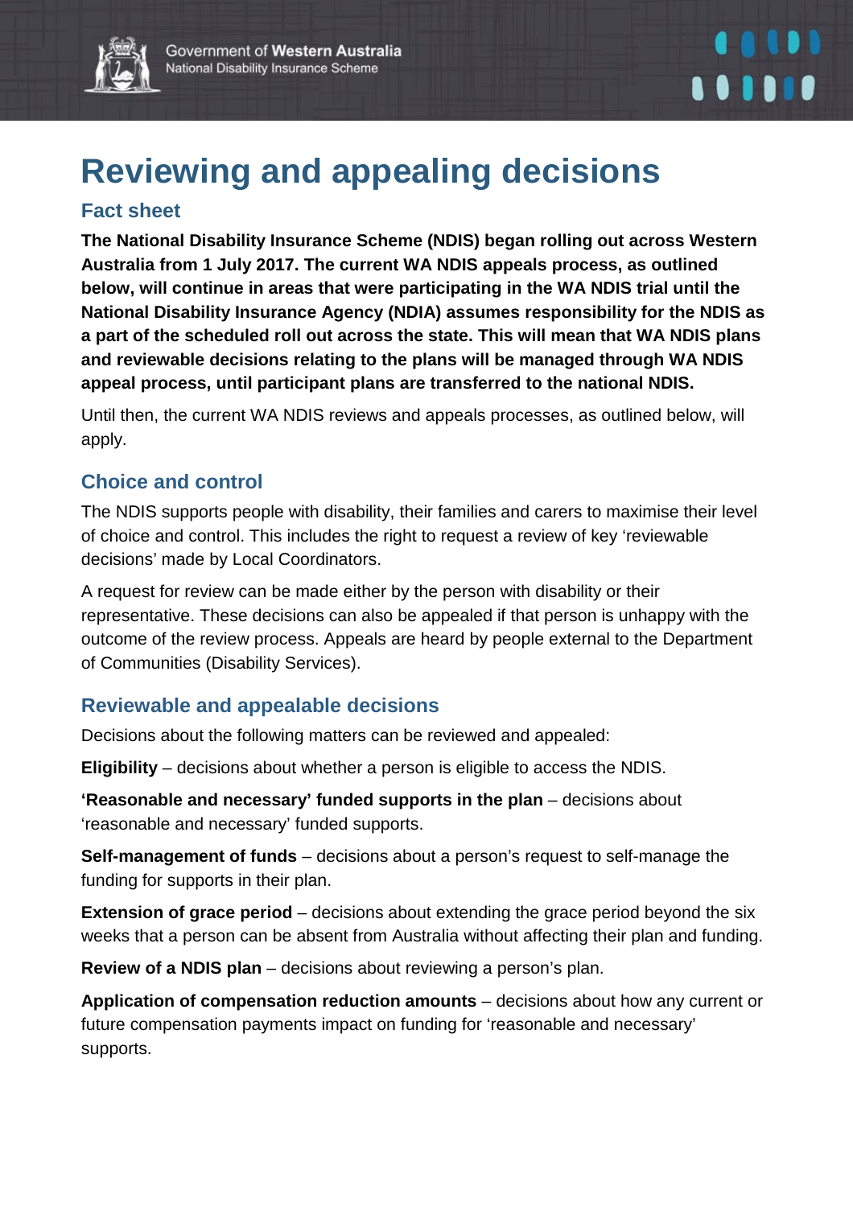# Reviewing and appealing decisions

## Fact sheet

**The National Disability Insurance Scheme (NDIS) began rolling out across Western Australia from 1 July 2017. The current WA NDIS appeals process, as outlined below, will continue in areas that were participating in the WA NDIS trial until the National Disability Insurance Agency (NDIA) assumes responsibility for the NDIS as a part of the scheduled roll out across the state. This will mean that WA NDIS plans and reviewable decisions relating to the plans will be managed through WA NDIS appeal process, until participant plans are transferred to the national NDIS.**

Until then, the current WA NDIS reviews and appeals processes, as outlined below, will apply.

## Choice and control

The NDIS supports people with disability, their families and carers to maximise their level of choice and control. This includes the right to request a review of key 'reviewable decisions' made by Local Coordinators.

A request for review can be made either by the person with disability or their representative. These decisions can also be appealed if that person is unhappy with the outcome of the review process. Appeals are heard by people external to the Department of Communities (Disability Services).

## Reviewable and appealable decisions

Decisions about the following matters can be reviewed and appealed:

**Eligibility** – decisions about whether a person is eligible to access the NDIS.

**'Reasonable and necessary' funded supports in the plan** – decisions about 'reasonable and necessary' funded supports.

**Self-management of funds** – decisions about a person's request to self-manage the funding for supports in their plan.

**Extension of grace period** – decisions about extending the grace period beyond the six weeks that a person can be absent from Australia without affecting their plan and funding.

**Review of a NDIS plan** – decisions about reviewing a person's plan.

**Application of compensation reduction amounts** – decisions about how any current or future compensation payments impact on funding for 'reasonable and necessary' supports.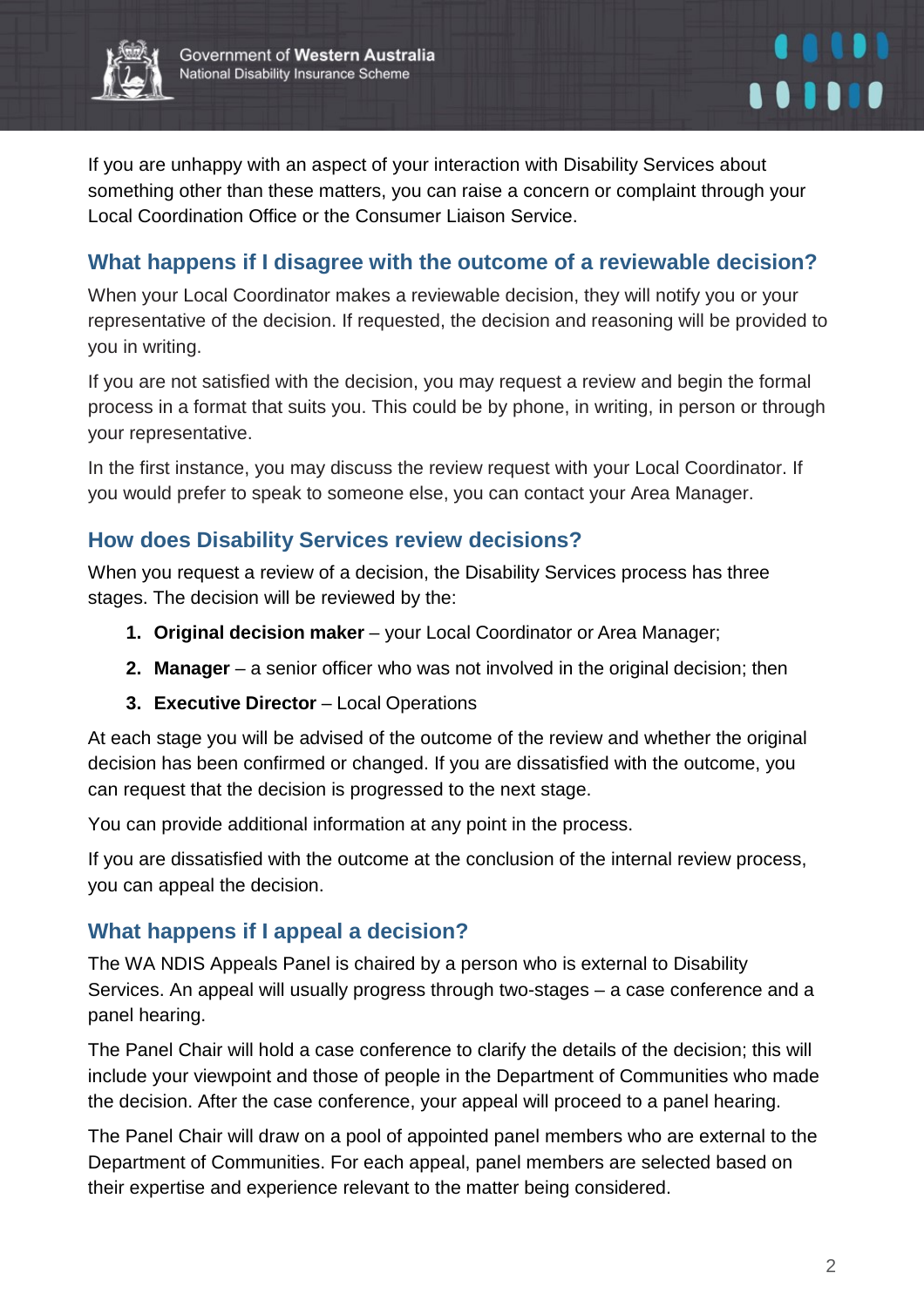If you are unhappy with an aspect of your interaction with Disability Services about something other than these matters, you can raise a concern or complaint through your Local Coordination Office or the Consumer Liaison Service.

## What happens if I disagree with the outcome of a reviewable decision?

When your Local Coordinator makes a reviewable decision, they will notify you or your representative of the decision. If requested, the decision and reasoning will be provided to you in writing.

If you are not satisfied with the decision, you may request a review and begin the formal process in a format that suits you. This could be by phone, in writing, in person or through your representative.

In the first instance, you may discuss the review request with your Local Coordinator. If you would prefer to speak to someone else, you can contact your Area Manager.

## How does Disability Services review decisions?

When you request a review of a decision, the Disability Services process has three stages. The decision will be reviewed by the:

1. **Original decision maker** – your Local Coordinator or Area Manager;
2. **Manager** – a senior officer who was not involved in the original decision; then
3. **Executive Director** – Local Operations

At each stage you will be advised of the outcome of the review and whether the original decision has been confirmed or changed. If you are dissatisfied with the outcome, you can request that the decision is progressed to the next stage.

You can provide additional information at any point in the process.

If you are dissatisfied with the outcome at the conclusion of the internal review process, you can appeal the decision.

## What happens if I appeal a decision?

The WA NDIS Appeals Panel is chaired by a person who is external to Disability Services. An appeal will usually progress through two-stages – a case conference and a panel hearing.

The Panel Chair will hold a case conference to clarify the details of the decision; this will include your viewpoint and those of people in the Department of Communities who made the decision. After the case conference, your appeal will proceed to a panel hearing.

The Panel Chair will draw on a pool of appointed panel members who are external to the Department of Communities. For each appeal, panel members are selected based on their expertise and experience relevant to the matter being considered.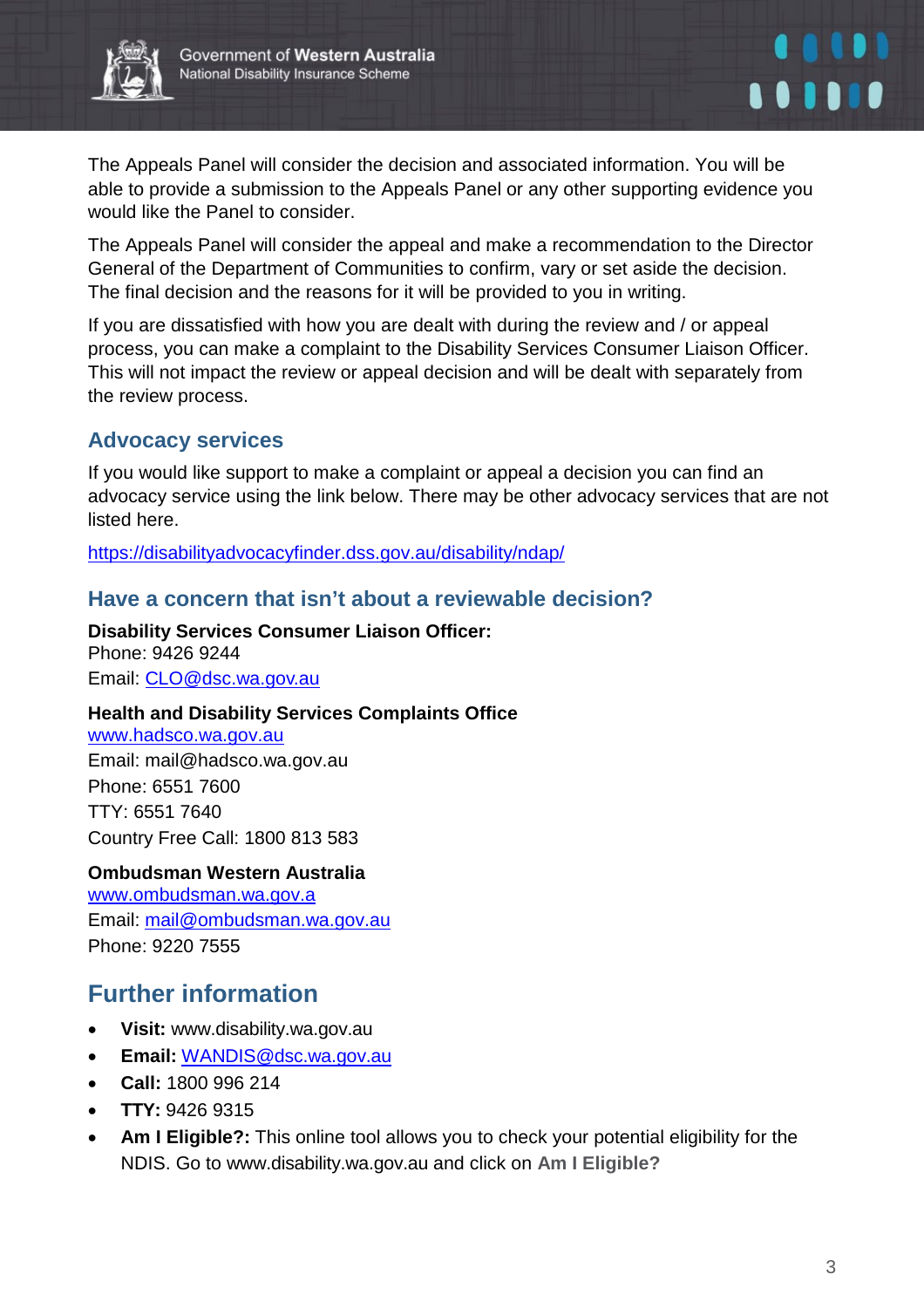The Appeals Panel will consider the decision and associated information. You will be able to provide a submission to the Appeals Panel or any other supporting evidence you would like the Panel to consider.

The Appeals Panel will consider the appeal and make a recommendation to the Director General of the Department of Communities to confirm, vary or set aside the decision. The final decision and the reasons for it will be provided to you in writing.

If you are dissatisfied with how you are dealt with during the review and / or appeal process, you can make a complaint to the Disability Services Consumer Liaison Officer. This will not impact the review or appeal decision and will be dealt with separately from the review process.

### Advocacy services

If you would like support to make a complaint or appeal a decision you can find an advocacy service using the link below. There may be other advocacy services that are not listed here.

https://disabilityadvocacyfinder.dss.gov.au/disability/ndap/

### Have a concern that isn't about a reviewable decision?

**Disability Services Consumer Liaison Officer:**
Phone: 9426 9244
Email: CLO@dsc.wa.gov.au

**Health and Disability Services Complaints Office**
www.hadsco.wa.gov.au
Email: mail@hadsco.wa.gov.au
Phone: 6551 7600
TTY: 6551 7640
Country Free Call: 1800 813 583

**Ombudsman Western Australia**
www.ombudsman.wa.gov.a
Email: mail@ombudsman.wa.gov.au
Phone: 9220 7555

## Further information

- **Visit:** www.disability.wa.gov.au
- **Email:** WANDIS@dsc.wa.gov.au
- **Call:** 1800 996 214
- **TTY:** 9426 9315
- **Am I Eligible?:** This online tool allows you to check your potential eligibility for the NDIS. Go to www.disability.wa.gov.au and click on **Am I Eligible?**